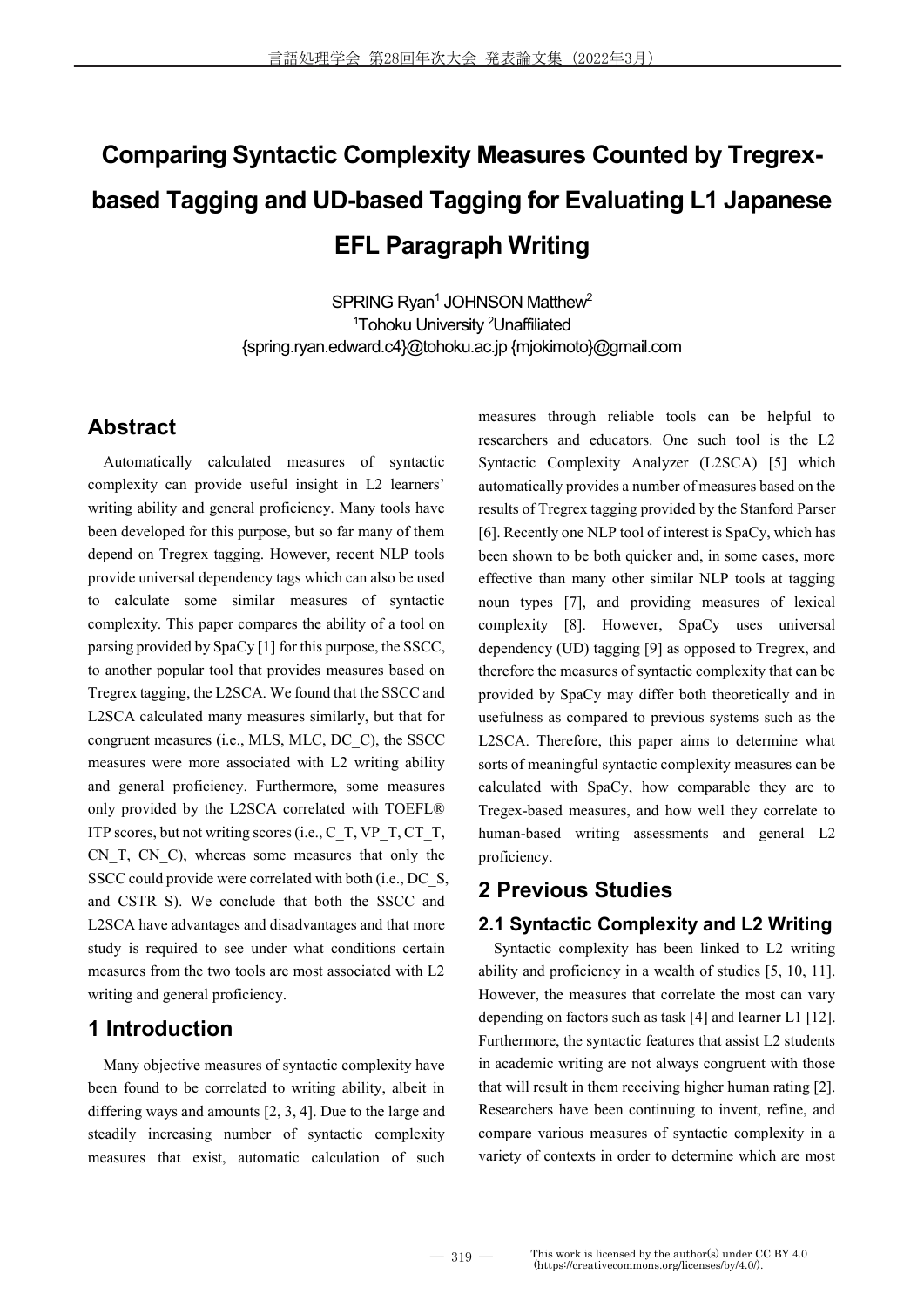# Comparing Syntactic Complexity Measures Counted by Tregrex-based Tagging and UD-based Tagging for Evaluating L1 Japanese EFL Paragraph Writing

SPRING Ryan[1] JOHNSON Matthew[2]
[1]Tohoku University [2]Unaffiliated
{spring.ryan.edward.c4}@tohoku.ac.jp {mjokimoto}@gmail.com

## Abstract

Automatically calculated measures of syntactic complexity can provide useful insight in L2 learners' writing ability and general proficiency. Many tools have been developed for this purpose, but so far many of them depend on Tregrex tagging. However, recent NLP tools provide universal dependency tags which can also be used to calculate some similar measures of syntactic complexity. This paper compares the ability of a tool on parsing provided by SpaCy [1] for this purpose, the SSCC, to another popular tool that provides measures based on Tregrex tagging, the L2SCA. We found that the SSCC and L2SCA calculated many measures similarly, but that for congruent measures (i.e., MLS, MLC, DC_C), the SSCC measures were more associated with L2 writing ability and general proficiency. Furthermore, some measures only provided by the L2SCA correlated with TOEFL® ITP scores, but not writing scores (i.e., C_T, VP_T, CT_T, CN_T, CN_C), whereas some measures that only the SSCC could provide were correlated with both (i.e., DC_S, and CSTR_S). We conclude that both the SSCC and L2SCA have advantages and disadvantages and that more study is required to see under what conditions certain measures from the two tools are most associated with L2 writing and general proficiency.

## 1 Introduction

Many objective measures of syntactic complexity have been found to be correlated to writing ability, albeit in differing ways and amounts [2, 3, 4]. Due to the large and steadily increasing number of syntactic complexity measures that exist, automatic calculation of such measures through reliable tools can be helpful to researchers and educators. One such tool is the L2 Syntactic Complexity Analyzer (L2SCA) [5] which automatically provides a number of measures based on the results of Tregrex tagging provided by the Stanford Parser [6]. Recently one NLP tool of interest is SpaCy, which has been shown to be both quicker and, in some cases, more effective than many other similar NLP tools at tagging noun types [7], and providing measures of lexical complexity [8]. However, SpaCy uses universal dependency (UD) tagging [9] as opposed to Tregrex, and therefore the measures of syntactic complexity that can be provided by SpaCy may differ both theoretically and in usefulness as compared to previous systems such as the L2SCA. Therefore, this paper aims to determine what sorts of meaningful syntactic complexity measures can be calculated with SpaCy, how comparable they are to Tregex-based measures, and how well they correlate to human-based writing assessments and general L2 proficiency.

## 2 Previous Studies

### 2.1 Syntactic Complexity and L2 Writing

Syntactic complexity has been linked to L2 writing ability and proficiency in a wealth of studies [5, 10, 11]. However, the measures that correlate the most can vary depending on factors such as task [4] and learner L1 [12]. Furthermore, the syntactic features that assist L2 students in academic writing are not always congruent with those that will result in them receiving higher human rating [2]. Researchers have been continuing to invent, refine, and compare various measures of syntactic complexity in a variety of contexts in order to determine which are most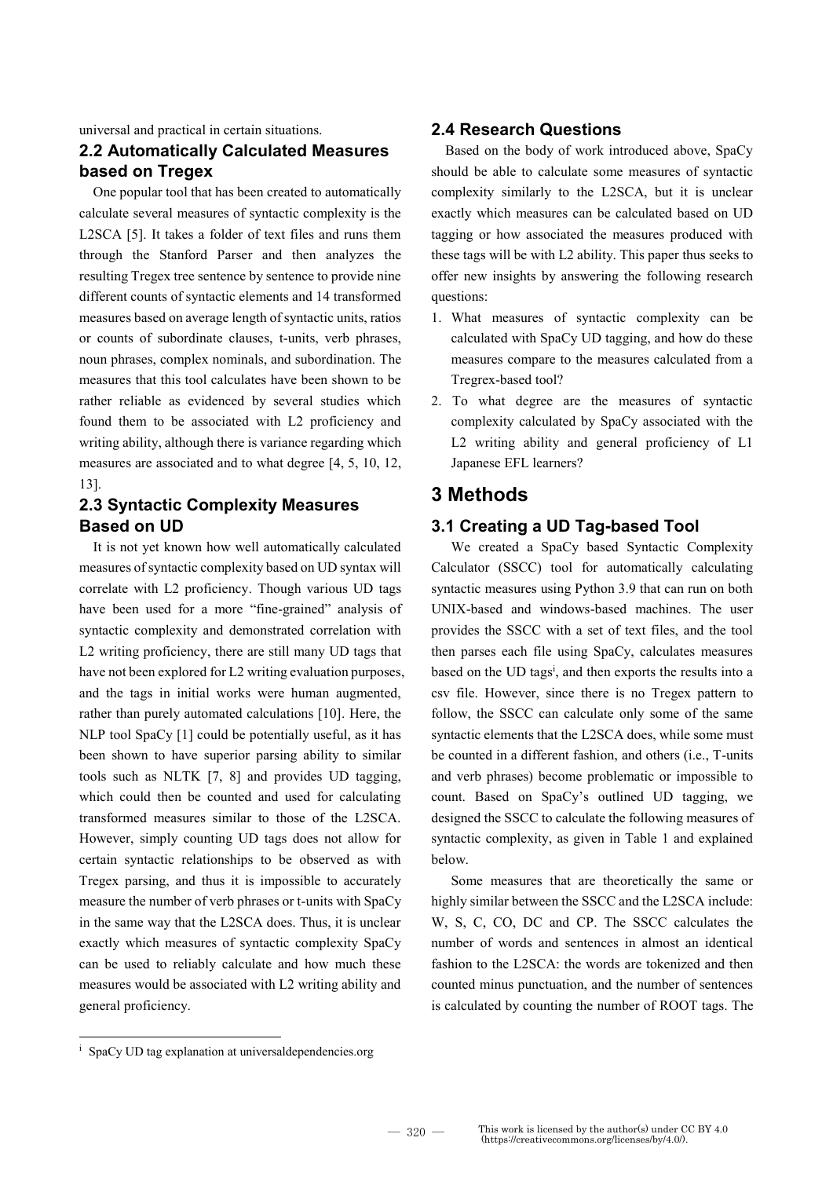universal and practical in certain situations.

## 2.2 Automatically Calculated Measures based on Tregex

One popular tool that has been created to automatically calculate several measures of syntactic complexity is the L2SCA [5]. It takes a folder of text files and runs them through the Stanford Parser and then analyzes the resulting Tregex tree sentence by sentence to provide nine different counts of syntactic elements and 14 transformed measures based on average length of syntactic units, ratios or counts of subordinate clauses, t-units, verb phrases, noun phrases, complex nominals, and subordination. The measures that this tool calculates have been shown to be rather reliable as evidenced by several studies which found them to be associated with L2 proficiency and writing ability, although there is variance regarding which measures are associated and to what degree [4, 5, 10, 12, 13].

## 2.3 Syntactic Complexity Measures Based on UD

It is not yet known how well automatically calculated measures of syntactic complexity based on UD syntax will correlate with L2 proficiency. Though various UD tags have been used for a more "fine-grained" analysis of syntactic complexity and demonstrated correlation with L2 writing proficiency, there are still many UD tags that have not been explored for L2 writing evaluation purposes, and the tags in initial works were human augmented, rather than purely automated calculations [10]. Here, the NLP tool SpaCy [1] could be potentially useful, as it has been shown to have superior parsing ability to similar tools such as NLTK [7, 8] and provides UD tagging, which could then be counted and used for calculating transformed measures similar to those of the L2SCA. However, simply counting UD tags does not allow for certain syntactic relationships to be observed as with Tregex parsing, and thus it is impossible to accurately measure the number of verb phrases or t-units with SpaCy in the same way that the L2SCA does. Thus, it is unclear exactly which measures of syntactic complexity SpaCy can be used to reliably calculate and how much these measures would be associated with L2 writing ability and general proficiency.

## 2.4 Research Questions

Based on the body of work introduced above, SpaCy should be able to calculate some measures of syntactic complexity similarly to the L2SCA, but it is unclear exactly which measures can be calculated based on UD tagging or how associated the measures produced with these tags will be with L2 ability. This paper thus seeks to offer new insights by answering the following research questions:

1. What measures of syntactic complexity can be calculated with SpaCy UD tagging, and how do these measures compare to the measures calculated from a Tregrex-based tool?
2. To what degree are the measures of syntactic complexity calculated by SpaCy associated with the L2 writing ability and general proficiency of L1 Japanese EFL learners?

# 3 Methods

## 3.1 Creating a UD Tag-based Tool

We created a SpaCy based Syntactic Complexity Calculator (SSCC) tool for automatically calculating syntactic measures using Python 3.9 that can run on both UNIX-based and windows-based machines. The user provides the SSCC with a set of text files, and the tool then parses each file using SpaCy, calculates measures based on the UD tags[i], and then exports the results into a csv file. However, since there is no Tregex pattern to follow, the SSCC can calculate only some of the same syntactic elements that the L2SCA does, while some must be counted in a different fashion, and others (i.e., T-units and verb phrases) become problematic or impossible to count. Based on SpaCy's outlined UD tagging, we designed the SSCC to calculate the following measures of syntactic complexity, as given in Table 1 and explained below.

Some measures that are theoretically the same or highly similar between the SSCC and the L2SCA include: W, S, C, CO, DC and CP. The SSCC calculates the number of words and sentences in almost an identical fashion to the L2SCA: the words are tokenized and then counted minus punctuation, and the number of sentences is calculated by counting the number of ROOT tags. The

[i] SpaCy UD tag explanation at universaldependencies.org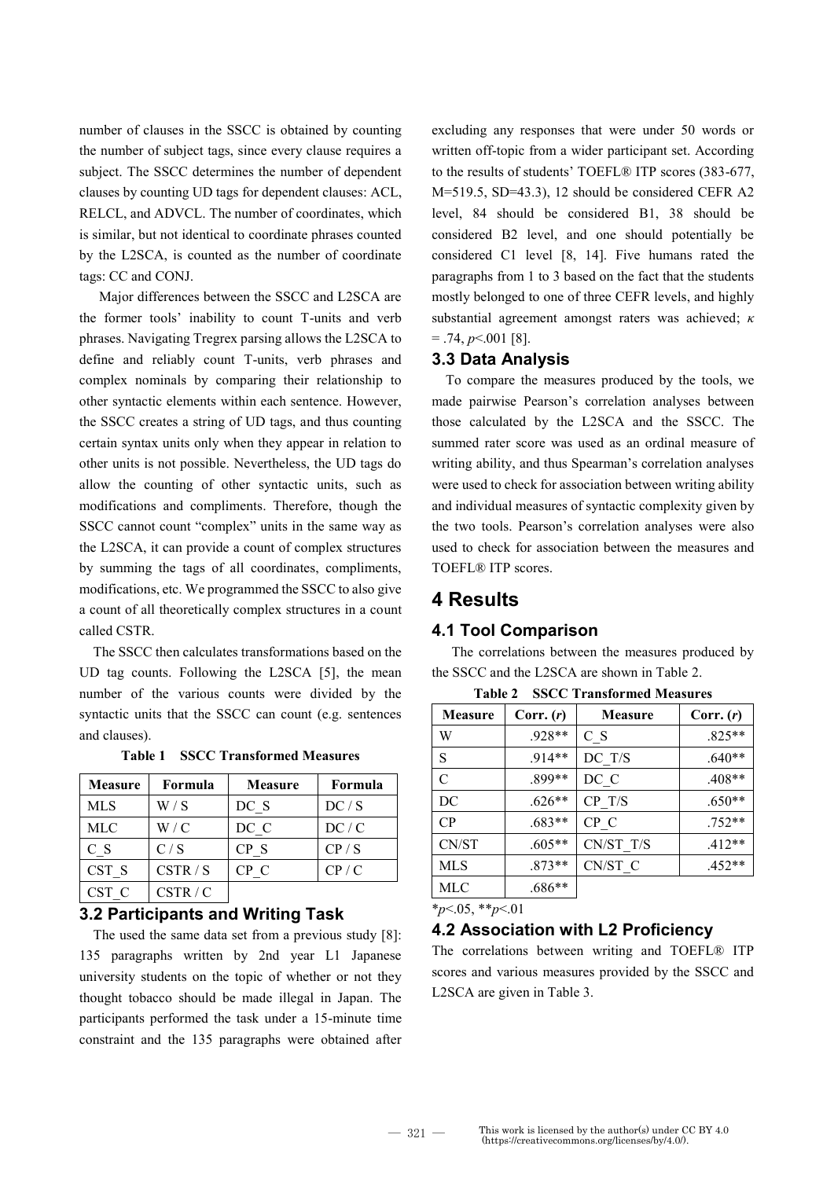number of clauses in the SSCC is obtained by counting the number of subject tags, since every clause requires a subject. The SSCC determines the number of dependent clauses by counting UD tags for dependent clauses: ACL, RELCL, and ADVCL. The number of coordinates, which is similar, but not identical to coordinate phrases counted by the L2SCA, is counted as the number of coordinate tags: CC and CONJ.

Major differences between the SSCC and L2SCA are the former tools' inability to count T-units and verb phrases. Navigating Tregrex parsing allows the L2SCA to define and reliably count T-units, verb phrases and complex nominals by comparing their relationship to other syntactic elements within each sentence. However, the SSCC creates a string of UD tags, and thus counting certain syntax units only when they appear in relation to other units is not possible. Nevertheless, the UD tags do allow the counting of other syntactic units, such as modifications and compliments. Therefore, though the SSCC cannot count "complex" units in the same way as the L2SCA, it can provide a count of complex structures by summing the tags of all coordinates, compliments, modifications, etc. We programmed the SSCC to also give a count of all theoretically complex structures in a count called CSTR.

The SSCC then calculates transformations based on the UD tag counts. Following the L2SCA [5], the mean number of the various counts were divided by the syntactic units that the SSCC can count (e.g. sentences and clauses).

**Table 1 SSCC Transformed Measures**

| Measure | Formula | Measure | Formula |
|---|---|---|---|
| MLS | W / S | DC_S | DC / S |
| MLC | W / C | DC_C | DC / C |
| C_S | C / S | CP_S | CP / S |
| CST_S | CSTR / S | CP_C | CP / C |
| CST_C | CSTR / C | | |

### 3.2 Participants and Writing Task

The used the same data set from a previous study [8]: 135 paragraphs written by 2nd year L1 Japanese university students on the topic of whether or not they thought tobacco should be made illegal in Japan. The participants performed the task under a 15-minute time constraint and the 135 paragraphs were obtained after excluding any responses that were under 50 words or written off-topic from a wider participant set. According to the results of students' TOEFL® ITP scores (383-677, M=519.5, SD=43.3), 12 should be considered CEFR A2 level, 84 should be considered B1, 38 should be considered B2 level, and one should potentially be considered C1 level [8, 14]. Five humans rated the paragraphs from 1 to 3 based on the fact that the students mostly belonged to one of three CEFR levels, and highly substantial agreement amongst raters was achieved; $\kappa = .74$, $p<.001$ [8].

### 3.3 Data Analysis

To compare the measures produced by the tools, we made pairwise Pearson's correlation analyses between those calculated by the L2SCA and the SSCC. The summed rater score was used as an ordinal measure of writing ability, and thus Spearman's correlation analyses were used to check for association between writing ability and individual measures of syntactic complexity given by the two tools. Pearson's correlation analyses were also used to check for association between the measures and TOEFL® ITP scores.

## 4 Results

### 4.1 Tool Comparison

The correlations between the measures produced by the SSCC and the L2SCA are shown in Table 2.

**Table 2 SSCC Transformed Measures**

| Measure | Corr. (*r*) | Measure | Corr. (*r*) |
|---|---|---|---|
| W | .928** | C_S | .825** |
| S | .914** | DC_T/S | .640** |
| C | .899** | DC_C | .408** |
| DC | .626** | CP_T/S | .650** |
| CP | .683** | CP_C | .752** |
| CN/ST | .605** | CN/ST_T/S | .412** |
| MLS | .873** | CN/ST_C | .452** |
| MLC | .686** | | |

\*$p<.05$, \*\*$p<.01$

### 4.2 Association with L2 Proficiency

The correlations between writing and TOEFL® ITP scores and various measures provided by the SSCC and L2SCA are given in Table 3.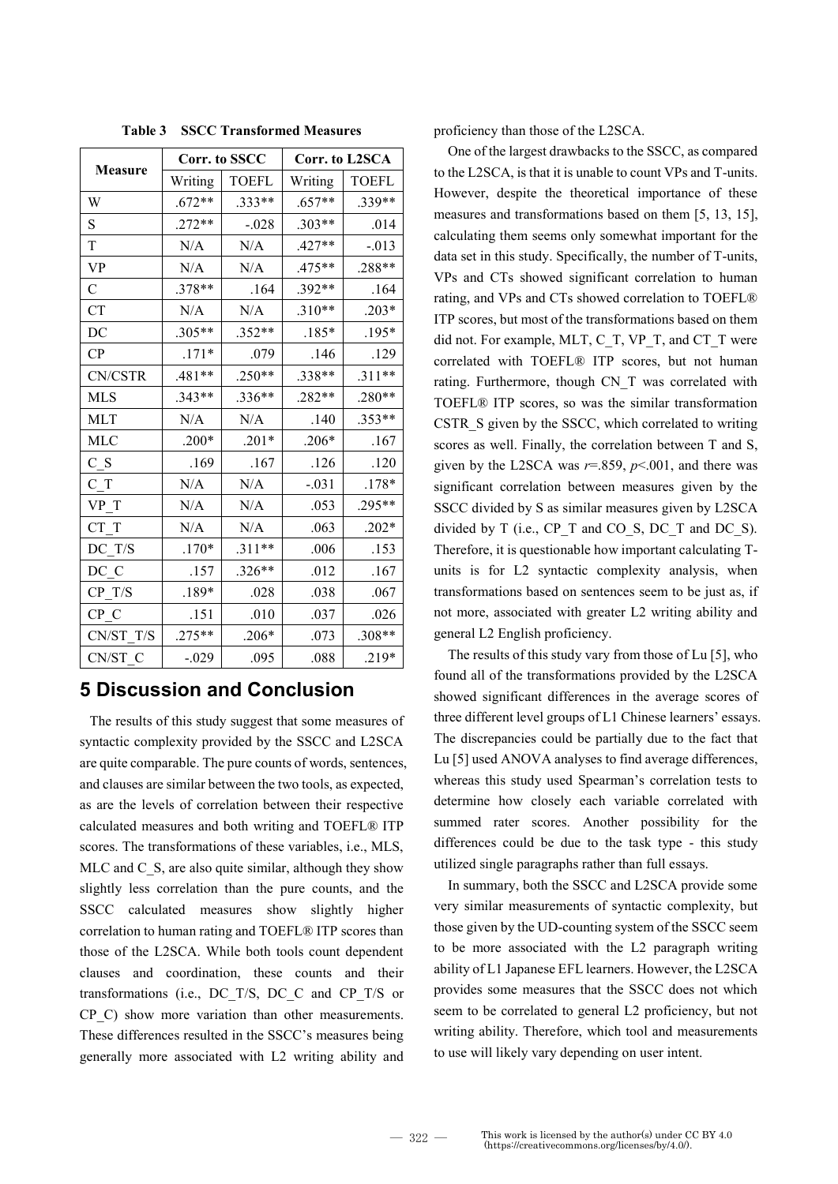**Table 3 SSCC Transformed Measures**

| Measure | Corr. to SSCC | | Corr. to L2SCA | |
|---|---|---|---|---|
| | Writing | TOEFL | Writing | TOEFL |
| W | .672** | .333** | .657** | .339** |
| S | .272** | -.028 | .303** | .014 |
| T | N/A | N/A | .427** | -.013 |
| VP | N/A | N/A | .475** | .288** |
| C | .378** | .164 | .392** | .164 |
| CT | N/A | N/A | .310** | .203* |
| DC | .305** | .352** | .185* | .195* |
| CP | .171* | .079 | .146 | .129 |
| CN/CSTR | .481** | .250** | .338** | .311** |
| MLS | .343** | .336** | .282** | .280** |
| MLT | N/A | N/A | .140 | .353** |
| MLC | .200* | .201* | .206* | .167 |
| C_S | .169 | .167 | .126 | .120 |
| C_T | N/A | N/A | -.031 | .178* |
| VP_T | N/A | N/A | .053 | .295** |
| CT_T | N/A | N/A | .063 | .202* |
| DC_T/S | .170* | .311** | .006 | .153 |
| DC_C | .157 | .326** | .012 | .167 |
| CP_T/S | .189* | .028 | .038 | .067 |
| CP_C | .151 | .010 | .037 | .026 |
| CN/ST_T/S | .275** | .206* | .073 | .308** |
| CN/ST_C | -.029 | .095 | .088 | .219* |

## 5 Discussion and Conclusion

The results of this study suggest that some measures of syntactic complexity provided by the SSCC and L2SCA are quite comparable. The pure counts of words, sentences, and clauses are similar between the two tools, as expected, as are the levels of correlation between their respective calculated measures and both writing and TOEFL® ITP scores. The transformations of these variables, i.e., MLS, MLC and C_S, are also quite similar, although they show slightly less correlation than the pure counts, and the SSCC calculated measures show slightly higher correlation to human rating and TOEFL® ITP scores than those of the L2SCA. While both tools count dependent clauses and coordination, these counts and their transformations (i.e., DC_T/S, DC_C and CP_T/S or CP_C) show more variation than other measurements. These differences resulted in the SSCC's measures being generally more associated with L2 writing ability and proficiency than those of the L2SCA.

One of the largest drawbacks to the SSCC, as compared to the L2SCA, is that it is unable to count VPs and T-units. However, despite the theoretical importance of these measures and transformations based on them [5, 13, 15], calculating them seems only somewhat important for the data set in this study. Specifically, the number of T-units, VPs and CTs showed significant correlation to human rating, and VPs and CTs showed correlation to TOEFL® ITP scores, but most of the transformations based on them did not. For example, MLT, C_T, VP_T, and CT_T were correlated with TOEFL® ITP scores, but not human rating. Furthermore, though CN_T was correlated with TOEFL® ITP scores, so was the similar transformation CSTR_S given by the SSCC, which correlated to writing scores as well. Finally, the correlation between T and S, given by the L2SCA was $r$=.859, $p$<.001, and there was significant correlation between measures given by the SSCC divided by S as similar measures given by L2SCA divided by T (i.e., CP_T and CO_S, DC_T and DC_S). Therefore, it is questionable how important calculating T-units is for L2 syntactic complexity analysis, when transformations based on sentences seem to be just as, if not more, associated with greater L2 writing ability and general L2 English proficiency.

The results of this study vary from those of Lu [5], who found all of the transformations provided by the L2SCA showed significant differences in the average scores of three different level groups of L1 Chinese learners' essays. The discrepancies could be partially due to the fact that Lu [5] used ANOVA analyses to find average differences, whereas this study used Spearman's correlation tests to determine how closely each variable correlated with summed rater scores. Another possibility for the differences could be due to the task type - this study utilized single paragraphs rather than full essays.

In summary, both the SSCC and L2SCA provide some very similar measurements of syntactic complexity, but those given by the UD-counting system of the SSCC seem to be more associated with the L2 paragraph writing ability of L1 Japanese EFL learners. However, the L2SCA provides some measures that the SSCC does not which seem to be correlated to general L2 proficiency, but not writing ability. Therefore, which tool and measurements to use will likely vary depending on user intent.

This work is licensed by the author(s) under CC BY 4.0 (https://creativecommons.org/licenses/by/4.0/).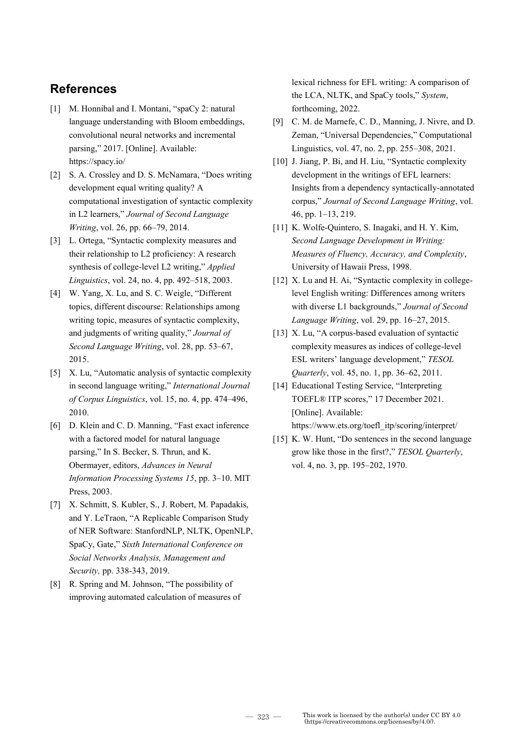## References

[1] M. Honnibal and I. Montani, “spaCy 2: natural language understanding with Bloom embeddings, convolutional neural networks and incremental parsing,” 2017. [Online]. Available: https://spacy.io/

[2] S. A. Crossley and D. S. McNamara, “Does writing development equal writing quality? A computational investigation of syntactic complexity in L2 learners,” *Journal of Second Language Writing*, vol. 26, pp. 66–79, 2014.

[3] L. Ortega, “Syntactic complexity measures and their relationship to L2 proficiency: A research synthesis of college-level L2 writing,” *Applied Linguistics*, vol. 24, no. 4, pp. 492–518, 2003.

[4] W. Yang, X. Lu, and S. C. Weigle, “Different topics, different discourse: Relationships among writing topic, measures of syntactic complexity, and judgments of writing quality,” *Journal of Second Language Writing*, vol. 28, pp. 53–67, 2015.

[5] X. Lu, “Automatic analysis of syntactic complexity in second language writing,” *International Journal of Corpus Linguistics*, vol. 15, no. 4, pp. 474–496, 2010.

[6] D. Klein and C. D. Manning, “Fast exact inference with a factored model for natural language parsing,” In S. Becker, S. Thrun, and K. Obermayer, editors, *Advances in Neural Information Processing Systems 15*, pp. 3–10. MIT Press, 2003.

[7] X. Schmitt, S. Kubler, S., J. Robert, M. Papadakis, and Y. LeTraon, “A Replicable Comparison Study of NER Software: StanfordNLP, NLTK, OpenNLP, SpaCy, Gate,” *Sixth International Conference on Social Networks Analysis, Management and Security,* pp. 338-343, 2019.

[8] R. Spring and M. Johnson, “The possibility of improving automated calculation of measures of lexical richness for EFL writing: A comparison of the LCA, NLTK, and SpaCy tools,” *System*, forthcoming, 2022.

[9] C. M. de Marnefe, C. D., Manning, J. Nivre, and D. Zeman, “Universal Dependencies,” Computational Linguistics, vol. 47, no. 2, pp. 255–308, 2021.

[10] J. Jiang, P. Bi, and H. Liu, “Syntactic complexity development in the writings of EFL learners: Insights from a dependency syntactically-annotated corpus,” *Journal of Second Language Writing*, vol. 46, pp. 1–13, 219.

[11] K. Wolfe-Quintero, S. Inagaki, and H. Y. Kim, *Second Language Development in Writing: Measures of Fluency, Accuracy, and Complexity*, University of Hawaii Press, 1998.

[12] X. Lu and H. Ai, “Syntactic complexity in college-level English writing: Differences among writers with diverse L1 backgrounds,” *Journal of Second Language Writing*, vol. 29, pp. 16–27, 2015.

[13] X. Lu, “A corpus-based evaluation of syntactic complexity measures as indices of college-level ESL writers’ language development,” *TESOL Quarterly*, vol. 45, no. 1, pp. 36–62, 2011.

[14] Educational Testing Service, “Interpreting TOEFL® ITP scores,” 17 December 2021. [Online]. Available: https://www.ets.org/toefl_itp/scoring/interpret/

[15] K. W. Hunt, “Do sentences in the second language grow like those in the first?,” *TESOL Quarterly*, vol. 4, no. 3, pp. 195–202, 1970.

This work is licensed by the author(s) under CC BY 4.0 (https://creativecommons.org/licenses/by/4.0/).